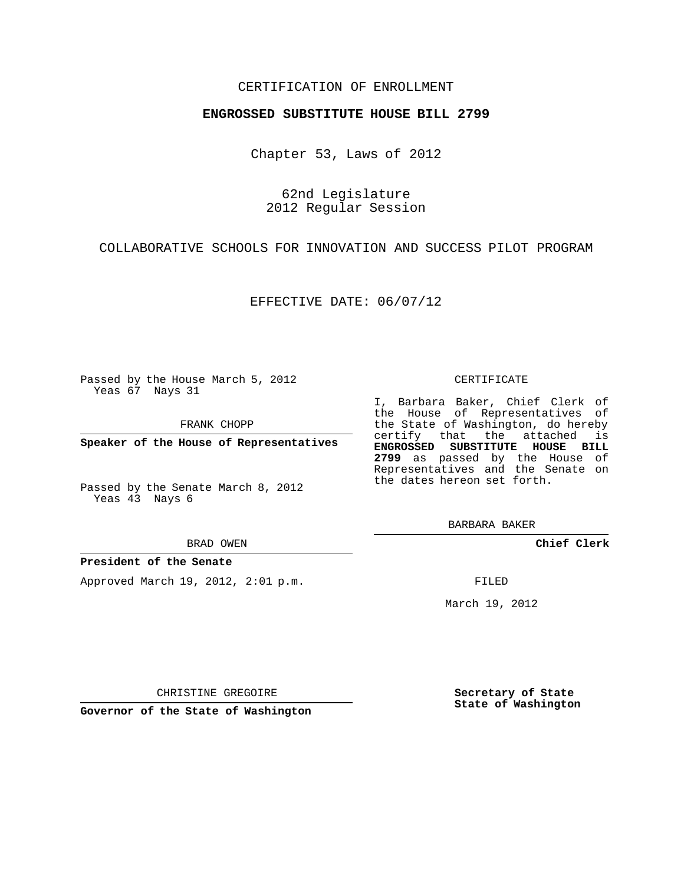CERTIFICATION OF ENROLLMENT

**ENGROSSED SUBSTITUTE HOUSE BILL 2799**

Chapter 53, Laws of 2012

62nd Legislature
2012 Regular Session

COLLABORATIVE SCHOOLS FOR INNOVATION AND SUCCESS PILOT PROGRAM

EFFECTIVE DATE: 06/07/12

Passed by the House March 5, 2012
Yeas 67 Nays 31

FRANK CHOPP

**Speaker of the House of Representatives**

Passed by the Senate March 8, 2012
Yeas 43 Nays 6

BRAD OWEN

**President of the Senate**

Approved March 19, 2012, 2:01 p.m.

CHRISTINE GREGOIRE

**Governor of the State of Washington**

CERTIFICATE

I, Barbara Baker, Chief Clerk of the House of Representatives of the State of Washington, do hereby certify that the attached is **ENGROSSED SUBSTITUTE HOUSE BILL 2799** as passed by the House of Representatives and the Senate on the dates hereon set forth.

BARBARA BAKER

**Chief Clerk**

FILED

March 19, 2012

**Secretary of State**
**State of Washington**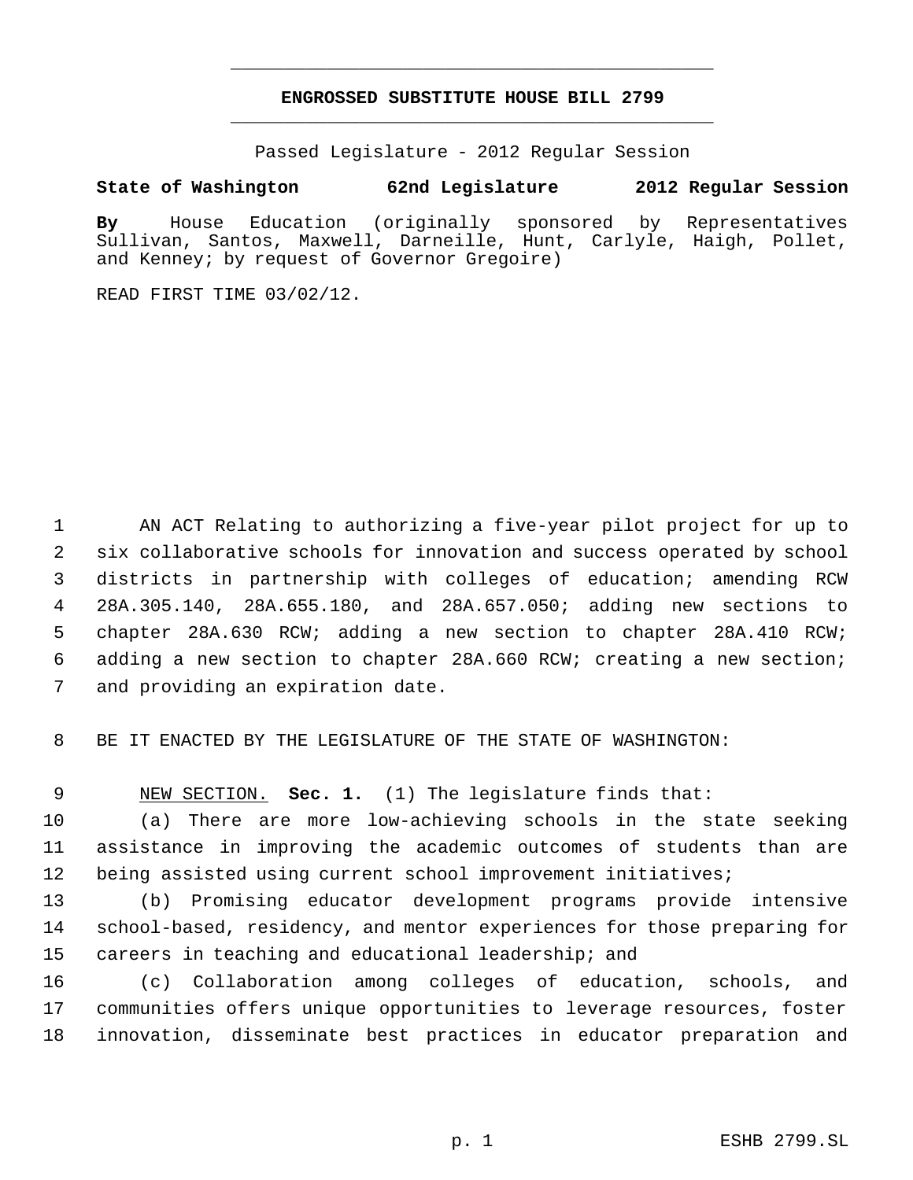# ENGROSSED SUBSTITUTE HOUSE BILL 2799

Passed Legislature - 2012 Regular Session

**State of Washington 62nd Legislature 2012 Regular Session**

**By** House Education (originally sponsored by Representatives Sullivan, Santos, Maxwell, Darneille, Hunt, Carlyle, Haigh, Pollet, and Kenney; by request of Governor Gregoire)

READ FIRST TIME 03/02/12.

AN ACT Relating to authorizing a five-year pilot project for up to six collaborative schools for innovation and success operated by school districts in partnership with colleges of education; amending RCW 28A.305.140, 28A.655.180, and 28A.657.050; adding new sections to chapter 28A.630 RCW; adding a new section to chapter 28A.410 RCW; adding a new section to chapter 28A.660 RCW; creating a new section; and providing an expiration date.

BE IT ENACTED BY THE LEGISLATURE OF THE STATE OF WASHINGTON:

NEW SECTION. **Sec. 1.** (1) The legislature finds that:

(a) There are more low-achieving schools in the state seeking assistance in improving the academic outcomes of students than are being assisted using current school improvement initiatives;

(b) Promising educator development programs provide intensive school-based, residency, and mentor experiences for those preparing for careers in teaching and educational leadership; and

(c) Collaboration among colleges of education, schools, and communities offers unique opportunities to leverage resources, foster innovation, disseminate best practices in educator preparation and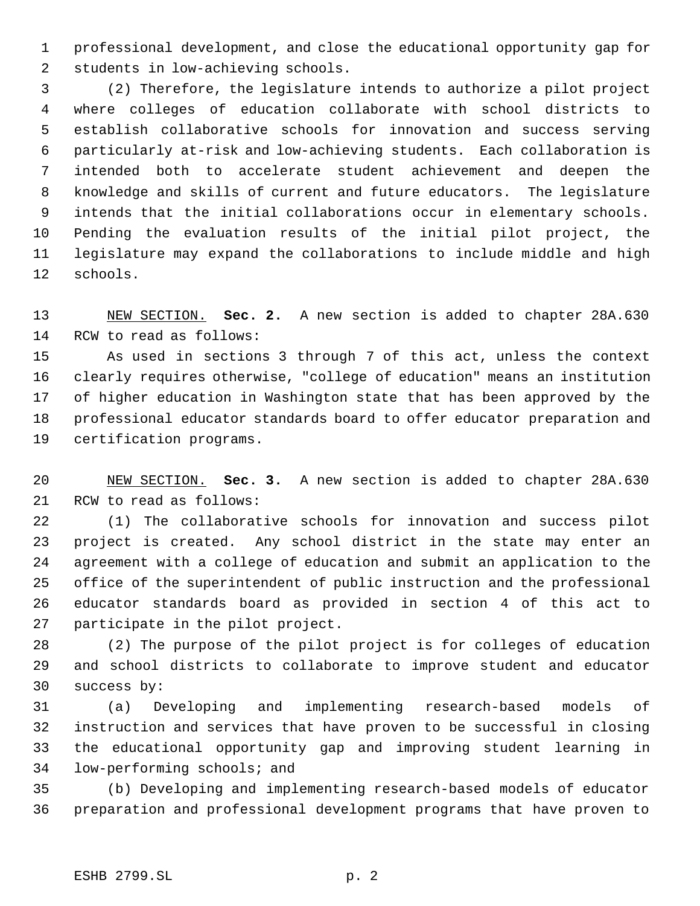professional development, and close the educational opportunity gap for students in low-achieving schools.

(2) Therefore, the legislature intends to authorize a pilot project where colleges of education collaborate with school districts to establish collaborative schools for innovation and success serving particularly at-risk and low-achieving students. Each collaboration is intended both to accelerate student achievement and deepen the knowledge and skills of current and future educators. The legislature intends that the initial collaborations occur in elementary schools. Pending the evaluation results of the initial pilot project, the legislature may expand the collaborations to include middle and high schools.

NEW SECTION. **Sec. 2.** A new section is added to chapter 28A.630 RCW to read as follows:

As used in sections 3 through 7 of this act, unless the context clearly requires otherwise, "college of education" means an institution of higher education in Washington state that has been approved by the professional educator standards board to offer educator preparation and certification programs.

NEW SECTION. **Sec. 3.** A new section is added to chapter 28A.630 RCW to read as follows:

(1) The collaborative schools for innovation and success pilot project is created. Any school district in the state may enter an agreement with a college of education and submit an application to the office of the superintendent of public instruction and the professional educator standards board as provided in section 4 of this act to participate in the pilot project.

(2) The purpose of the pilot project is for colleges of education and school districts to collaborate to improve student and educator success by:

(a) Developing and implementing research-based models of instruction and services that have proven to be successful in closing the educational opportunity gap and improving student learning in low-performing schools; and

(b) Developing and implementing research-based models of educator preparation and professional development programs that have proven to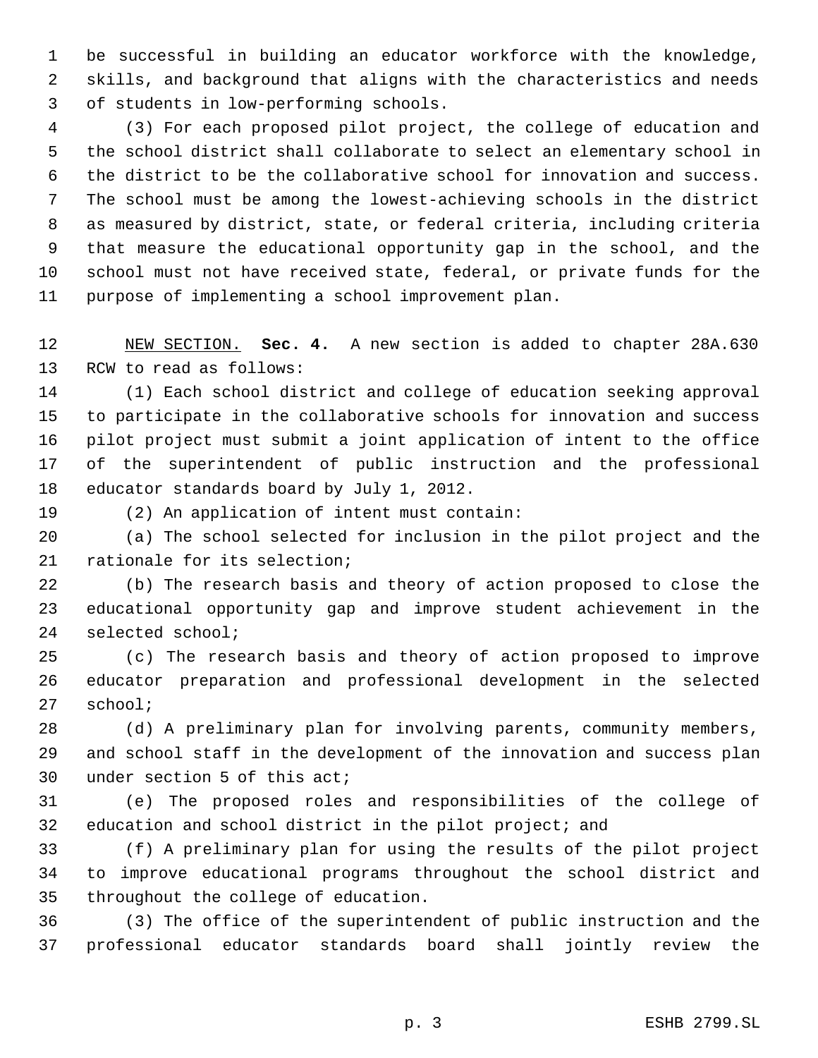be successful in building an educator workforce with the knowledge, skills, and background that aligns with the characteristics and needs of students in low-performing schools.

(3) For each proposed pilot project, the college of education and the school district shall collaborate to select an elementary school in the district to be the collaborative school for innovation and success. The school must be among the lowest-achieving schools in the district as measured by district, state, or federal criteria, including criteria that measure the educational opportunity gap in the school, and the school must not have received state, federal, or private funds for the purpose of implementing a school improvement plan.

NEW SECTION. **Sec. 4.** A new section is added to chapter 28A.630 RCW to read as follows:

(1) Each school district and college of education seeking approval to participate in the collaborative schools for innovation and success pilot project must submit a joint application of intent to the office of the superintendent of public instruction and the professional educator standards board by July 1, 2012.

(2) An application of intent must contain:

(a) The school selected for inclusion in the pilot project and the rationale for its selection;

(b) The research basis and theory of action proposed to close the educational opportunity gap and improve student achievement in the selected school;

(c) The research basis and theory of action proposed to improve educator preparation and professional development in the selected school;

(d) A preliminary plan for involving parents, community members, and school staff in the development of the innovation and success plan under section 5 of this act;

(e) The proposed roles and responsibilities of the college of education and school district in the pilot project; and

(f) A preliminary plan for using the results of the pilot project to improve educational programs throughout the school district and throughout the college of education.

(3) The office of the superintendent of public instruction and the professional educator standards board shall jointly review the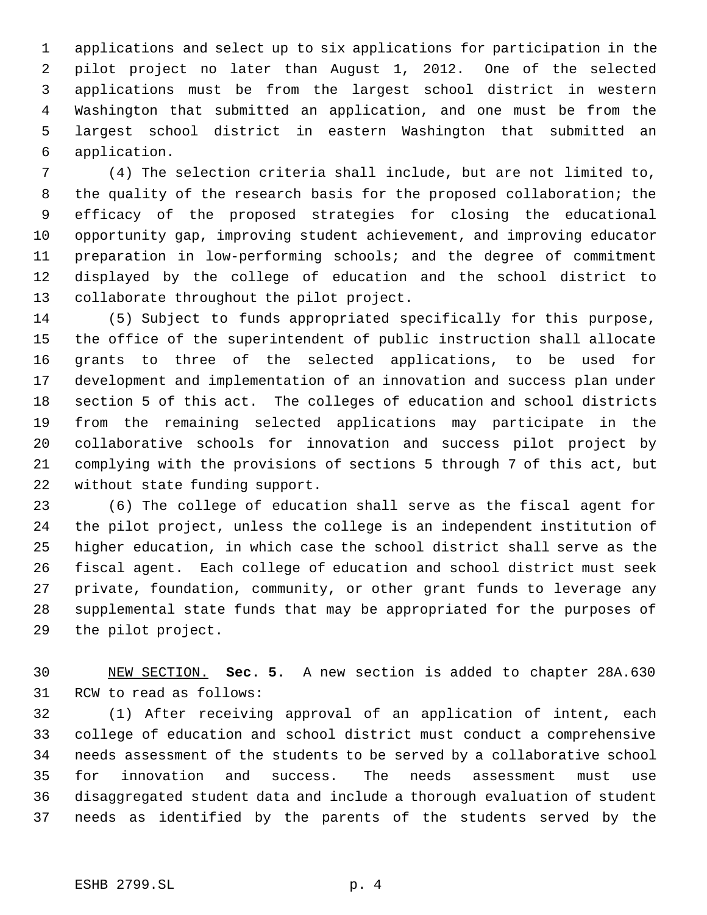applications and select up to six applications for participation in the pilot project no later than August 1, 2012. One of the selected applications must be from the largest school district in western Washington that submitted an application, and one must be from the largest school district in eastern Washington that submitted an application.

(4) The selection criteria shall include, but are not limited to, the quality of the research basis for the proposed collaboration; the efficacy of the proposed strategies for closing the educational opportunity gap, improving student achievement, and improving educator preparation in low-performing schools; and the degree of commitment displayed by the college of education and the school district to collaborate throughout the pilot project.

(5) Subject to funds appropriated specifically for this purpose, the office of the superintendent of public instruction shall allocate grants to three of the selected applications, to be used for development and implementation of an innovation and success plan under section 5 of this act. The colleges of education and school districts from the remaining selected applications may participate in the collaborative schools for innovation and success pilot project by complying with the provisions of sections 5 through 7 of this act, but without state funding support.

(6) The college of education shall serve as the fiscal agent for the pilot project, unless the college is an independent institution of higher education, in which case the school district shall serve as the fiscal agent. Each college of education and school district must seek private, foundation, community, or other grant funds to leverage any supplemental state funds that may be appropriated for the purposes of the pilot project.

NEW SECTION. **Sec. 5.** A new section is added to chapter 28A.630 RCW to read as follows:

(1) After receiving approval of an application of intent, each college of education and school district must conduct a comprehensive needs assessment of the students to be served by a collaborative school for innovation and success. The needs assessment must use disaggregated student data and include a thorough evaluation of student needs as identified by the parents of the students served by the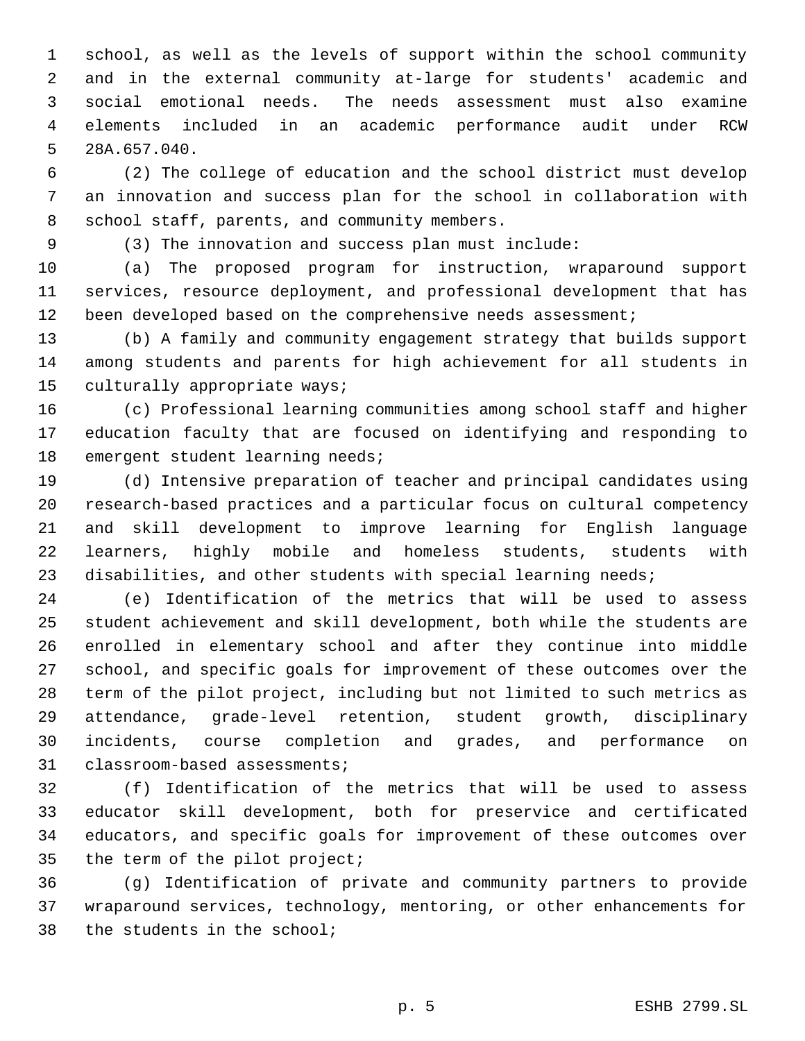school, as well as the levels of support within the school community and in the external community at-large for students' academic and social emotional needs. The needs assessment must also examine elements included in an academic performance audit under RCW 28A.657.040.

(2) The college of education and the school district must develop an innovation and success plan for the school in collaboration with school staff, parents, and community members.

(3) The innovation and success plan must include:

(a) The proposed program for instruction, wraparound support services, resource deployment, and professional development that has been developed based on the comprehensive needs assessment;

(b) A family and community engagement strategy that builds support among students and parents for high achievement for all students in culturally appropriate ways;

(c) Professional learning communities among school staff and higher education faculty that are focused on identifying and responding to emergent student learning needs;

(d) Intensive preparation of teacher and principal candidates using research-based practices and a particular focus on cultural competency and skill development to improve learning for English language learners, highly mobile and homeless students, students with disabilities, and other students with special learning needs;

(e) Identification of the metrics that will be used to assess student achievement and skill development, both while the students are enrolled in elementary school and after they continue into middle school, and specific goals for improvement of these outcomes over the term of the pilot project, including but not limited to such metrics as attendance, grade-level retention, student growth, disciplinary incidents, course completion and grades, and performance on classroom-based assessments;

(f) Identification of the metrics that will be used to assess educator skill development, both for preservice and certificated educators, and specific goals for improvement of these outcomes over the term of the pilot project;

(g) Identification of private and community partners to provide wraparound services, technology, mentoring, or other enhancements for the students in the school;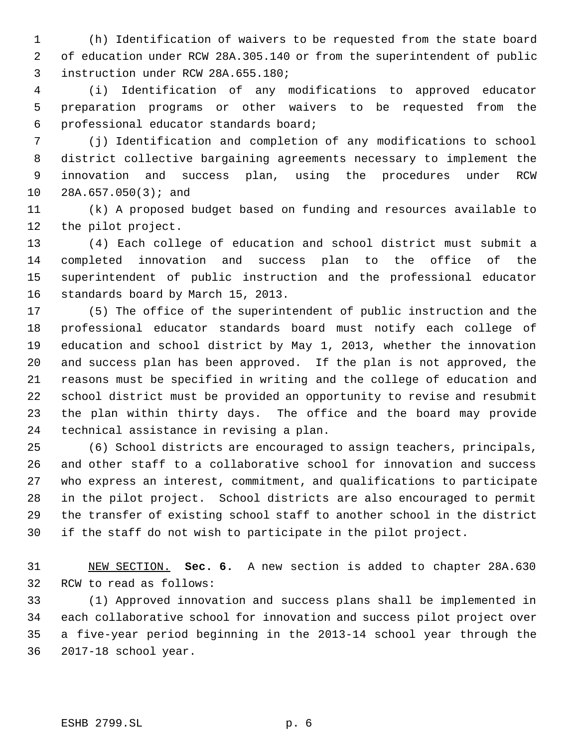(h) Identification of waivers to be requested from the state board of education under RCW 28A.305.140 or from the superintendent of public instruction under RCW 28A.655.180;

(i) Identification of any modifications to approved educator preparation programs or other waivers to be requested from the professional educator standards board;

(j) Identification and completion of any modifications to school district collective bargaining agreements necessary to implement the innovation and success plan, using the procedures under RCW 28A.657.050(3); and

(k) A proposed budget based on funding and resources available to the pilot project.

(4) Each college of education and school district must submit a completed innovation and success plan to the office of the superintendent of public instruction and the professional educator standards board by March 15, 2013.

(5) The office of the superintendent of public instruction and the professional educator standards board must notify each college of education and school district by May 1, 2013, whether the innovation and success plan has been approved. If the plan is not approved, the reasons must be specified in writing and the college of education and school district must be provided an opportunity to revise and resubmit the plan within thirty days. The office and the board may provide technical assistance in revising a plan.

(6) School districts are encouraged to assign teachers, principals, and other staff to a collaborative school for innovation and success who express an interest, commitment, and qualifications to participate in the pilot project. School districts are also encouraged to permit the transfer of existing school staff to another school in the district if the staff do not wish to participate in the pilot project.

NEW SECTION. **Sec. 6.** A new section is added to chapter 28A.630 RCW to read as follows:

(1) Approved innovation and success plans shall be implemented in each collaborative school for innovation and success pilot project over a five-year period beginning in the 2013-14 school year through the 2017-18 school year.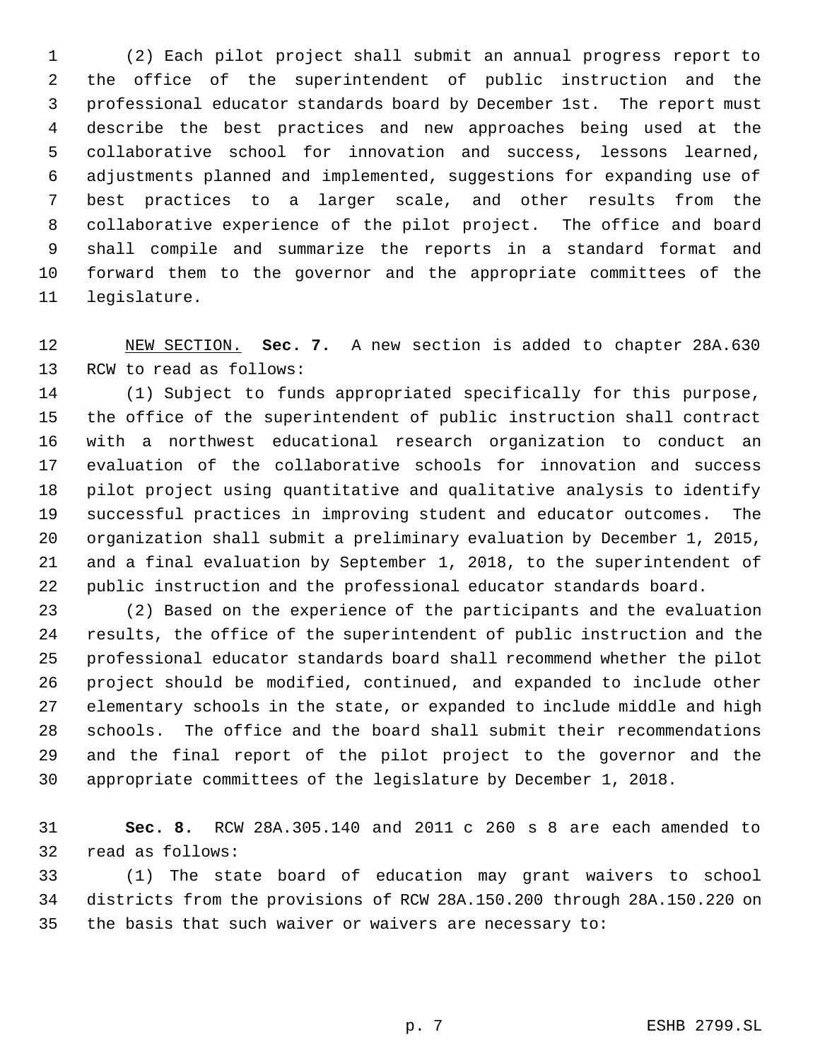(2) Each pilot project shall submit an annual progress report to the office of the superintendent of public instruction and the professional educator standards board by December 1st. The report must describe the best practices and new approaches being used at the collaborative school for innovation and success, lessons learned, adjustments planned and implemented, suggestions for expanding use of best practices to a larger scale, and other results from the collaborative experience of the pilot project. The office and board shall compile and summarize the reports in a standard format and forward them to the governor and the appropriate committees of the legislature.

NEW SECTION. **Sec. 7.** A new section is added to chapter 28A.630 RCW to read as follows:

(1) Subject to funds appropriated specifically for this purpose, the office of the superintendent of public instruction shall contract with a northwest educational research organization to conduct an evaluation of the collaborative schools for innovation and success pilot project using quantitative and qualitative analysis to identify successful practices in improving student and educator outcomes. The organization shall submit a preliminary evaluation by December 1, 2015, and a final evaluation by September 1, 2018, to the superintendent of public instruction and the professional educator standards board.

(2) Based on the experience of the participants and the evaluation results, the office of the superintendent of public instruction and the professional educator standards board shall recommend whether the pilot project should be modified, continued, and expanded to include other elementary schools in the state, or expanded to include middle and high schools. The office and the board shall submit their recommendations and the final report of the pilot project to the governor and the appropriate committees of the legislature by December 1, 2018.

**Sec. 8.** RCW 28A.305.140 and 2011 c 260 s 8 are each amended to read as follows:

(1) The state board of education may grant waivers to school districts from the provisions of RCW 28A.150.200 through 28A.150.220 on the basis that such waiver or waivers are necessary to: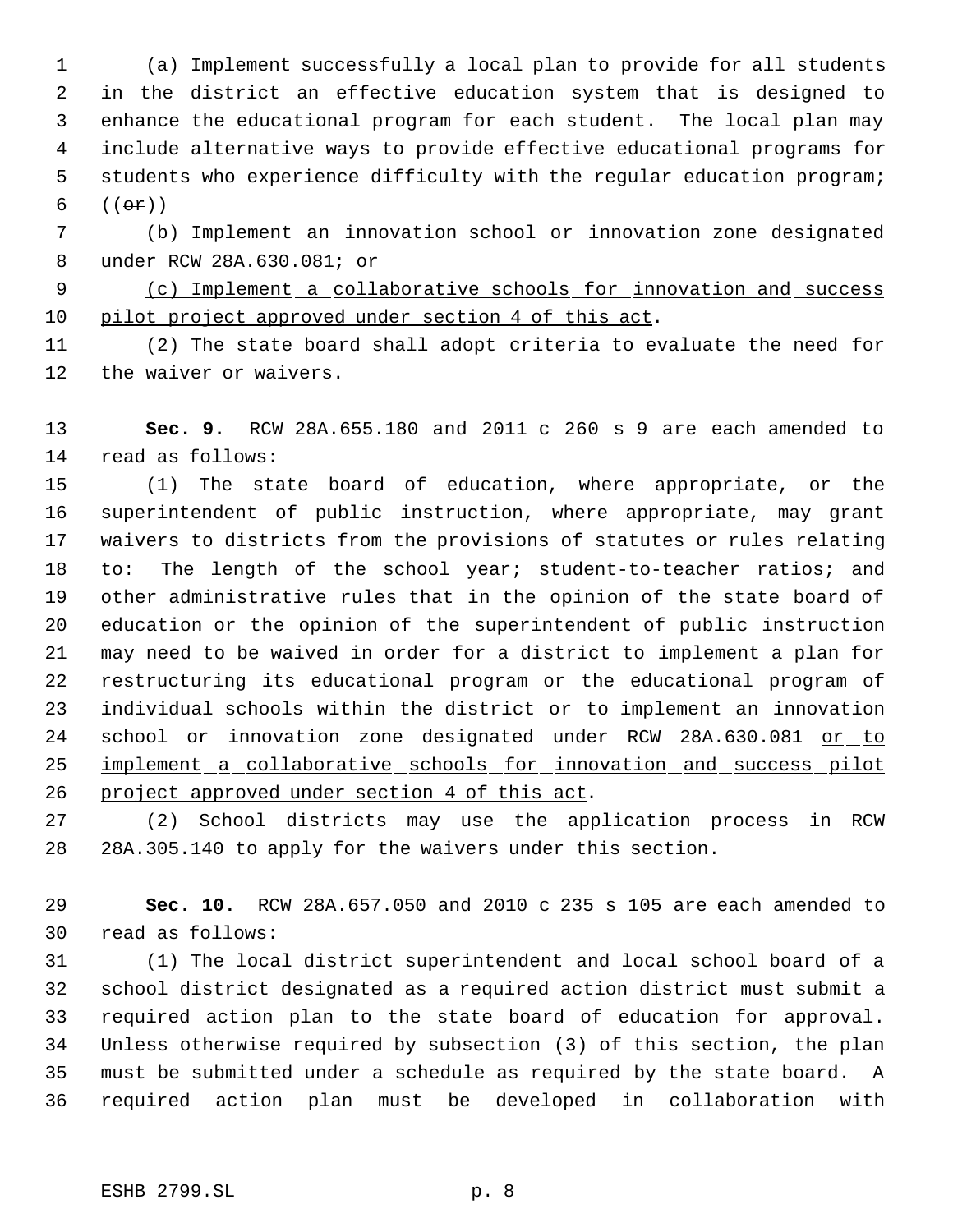(a) Implement successfully a local plan to provide for all students in the district an effective education system that is designed to enhance the educational program for each student. The local plan may include alternative ways to provide effective educational programs for students who experience difficulty with the regular education program; ((~~or~~))

(b) Implement an innovation school or innovation zone designated under RCW 28A.630.081<u>; or</u>

<u>(c) Implement a collaborative schools for innovation and success pilot project approved under section 4 of this act</u>.

(2) The state board shall adopt criteria to evaluate the need for the waiver or waivers.

**Sec. 9.** RCW 28A.655.180 and 2011 c 260 s 9 are each amended to read as follows:

(1) The state board of education, where appropriate, or the superintendent of public instruction, where appropriate, may grant waivers to districts from the provisions of statutes or rules relating to: The length of the school year; student-to-teacher ratios; and other administrative rules that in the opinion of the state board of education or the opinion of the superintendent of public instruction may need to be waived in order for a district to implement a plan for restructuring its educational program or the educational program of individual schools within the district or to implement an innovation school or innovation zone designated under RCW 28A.630.081 <u>or to implement a collaborative schools for innovation and success pilot project approved under section 4 of this act</u>.

(2) School districts may use the application process in RCW 28A.305.140 to apply for the waivers under this section.

**Sec. 10.** RCW 28A.657.050 and 2010 c 235 s 105 are each amended to read as follows:

(1) The local district superintendent and local school board of a school district designated as a required action district must submit a required action plan to the state board of education for approval. Unless otherwise required by subsection (3) of this section, the plan must be submitted under a schedule as required by the state board. A required action plan must be developed in collaboration with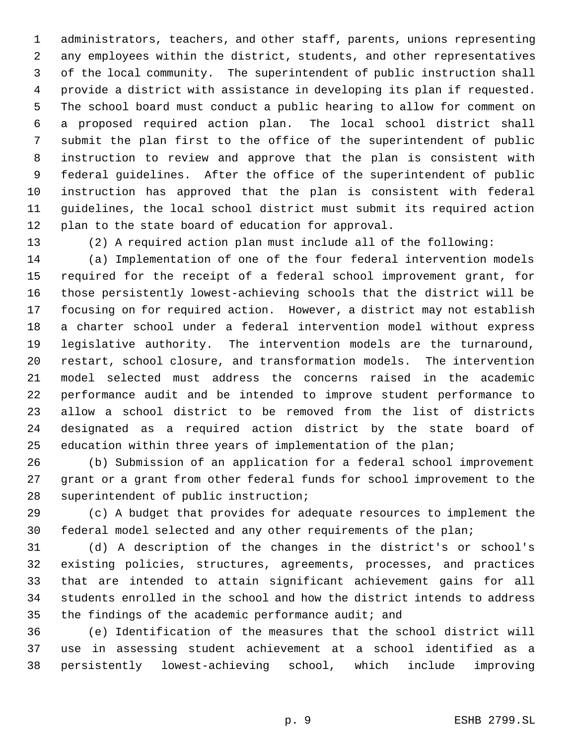administrators, teachers, and other staff, parents, unions representing any employees within the district, students, and other representatives of the local community. The superintendent of public instruction shall provide a district with assistance in developing its plan if requested. The school board must conduct a public hearing to allow for comment on a proposed required action plan. The local school district shall submit the plan first to the office of the superintendent of public instruction to review and approve that the plan is consistent with federal guidelines. After the office of the superintendent of public instruction has approved that the plan is consistent with federal guidelines, the local school district must submit its required action plan to the state board of education for approval.

(2) A required action plan must include all of the following:

(a) Implementation of one of the four federal intervention models required for the receipt of a federal school improvement grant, for those persistently lowest-achieving schools that the district will be focusing on for required action. However, a district may not establish a charter school under a federal intervention model without express legislative authority. The intervention models are the turnaround, restart, school closure, and transformation models. The intervention model selected must address the concerns raised in the academic performance audit and be intended to improve student performance to allow a school district to be removed from the list of districts designated as a required action district by the state board of education within three years of implementation of the plan;

(b) Submission of an application for a federal school improvement grant or a grant from other federal funds for school improvement to the superintendent of public instruction;

(c) A budget that provides for adequate resources to implement the federal model selected and any other requirements of the plan;

(d) A description of the changes in the district's or school's existing policies, structures, agreements, processes, and practices that are intended to attain significant achievement gains for all students enrolled in the school and how the district intends to address the findings of the academic performance audit; and

(e) Identification of the measures that the school district will use in assessing student achievement at a school identified as a persistently lowest-achieving school, which include improving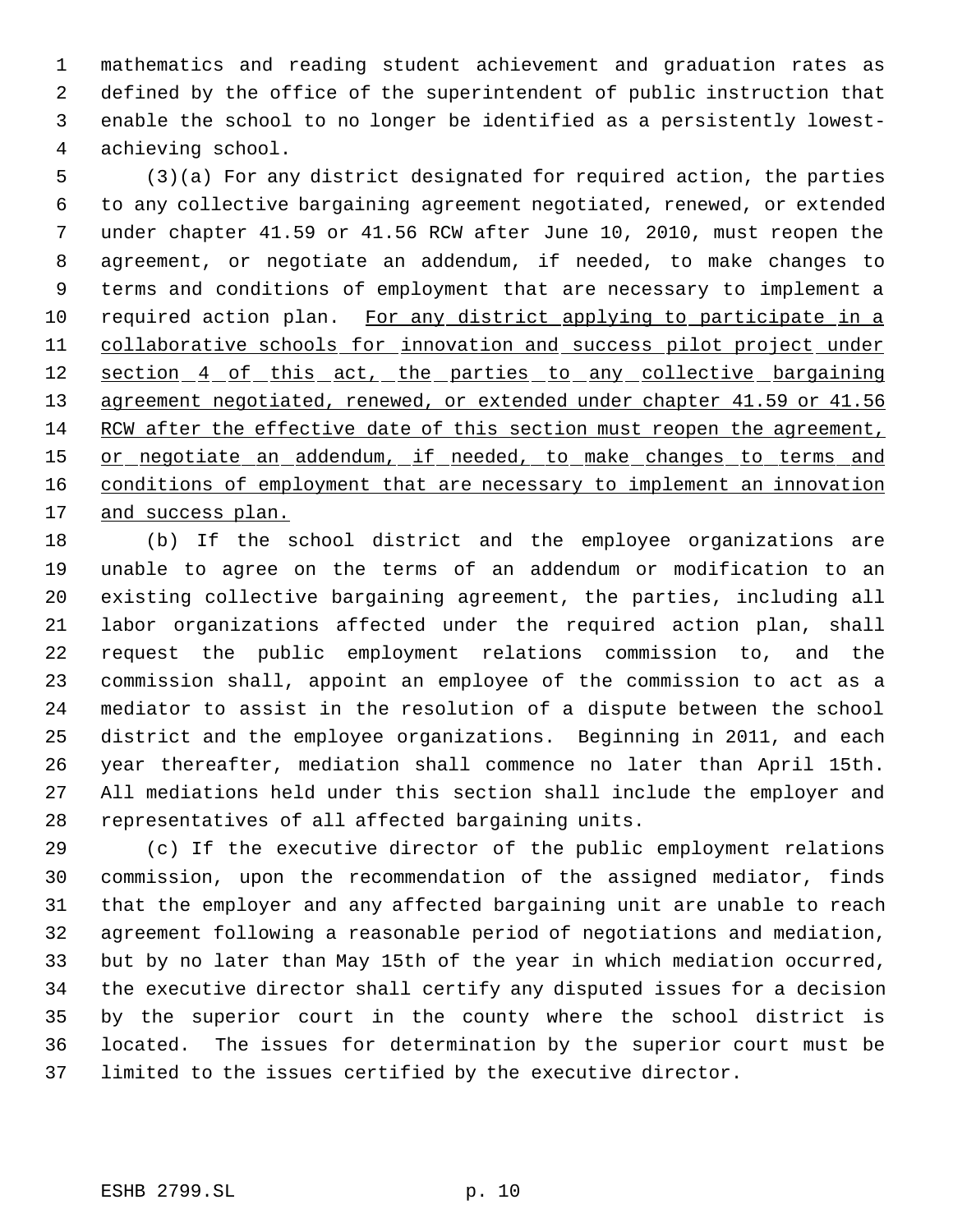mathematics and reading student achievement and graduation rates as defined by the office of the superintendent of public instruction that enable the school to no longer be identified as a persistently lowest-achieving school.

(3)(a) For any district designated for required action, the parties to any collective bargaining agreement negotiated, renewed, or extended under chapter 41.59 or 41.56 RCW after June 10, 2010, must reopen the agreement, or negotiate an addendum, if needed, to make changes to terms and conditions of employment that are necessary to implement a required action plan. <u>For any district applying to participate in a collaborative schools for innovation and success pilot project under section 4 of this act, the parties to any collective bargaining agreement negotiated, renewed, or extended under chapter 41.59 or 41.56 RCW after the effective date of this section must reopen the agreement, or negotiate an addendum, if needed, to make changes to terms and conditions of employment that are necessary to implement an innovation and success plan.</u>

(b) If the school district and the employee organizations are unable to agree on the terms of an addendum or modification to an existing collective bargaining agreement, the parties, including all labor organizations affected under the required action plan, shall request the public employment relations commission to, and the commission shall, appoint an employee of the commission to act as a mediator to assist in the resolution of a dispute between the school district and the employee organizations. Beginning in 2011, and each year thereafter, mediation shall commence no later than April 15th. All mediations held under this section shall include the employer and representatives of all affected bargaining units.

(c) If the executive director of the public employment relations commission, upon the recommendation of the assigned mediator, finds that the employer and any affected bargaining unit are unable to reach agreement following a reasonable period of negotiations and mediation, but by no later than May 15th of the year in which mediation occurred, the executive director shall certify any disputed issues for a decision by the superior court in the county where the school district is located. The issues for determination by the superior court must be limited to the issues certified by the executive director.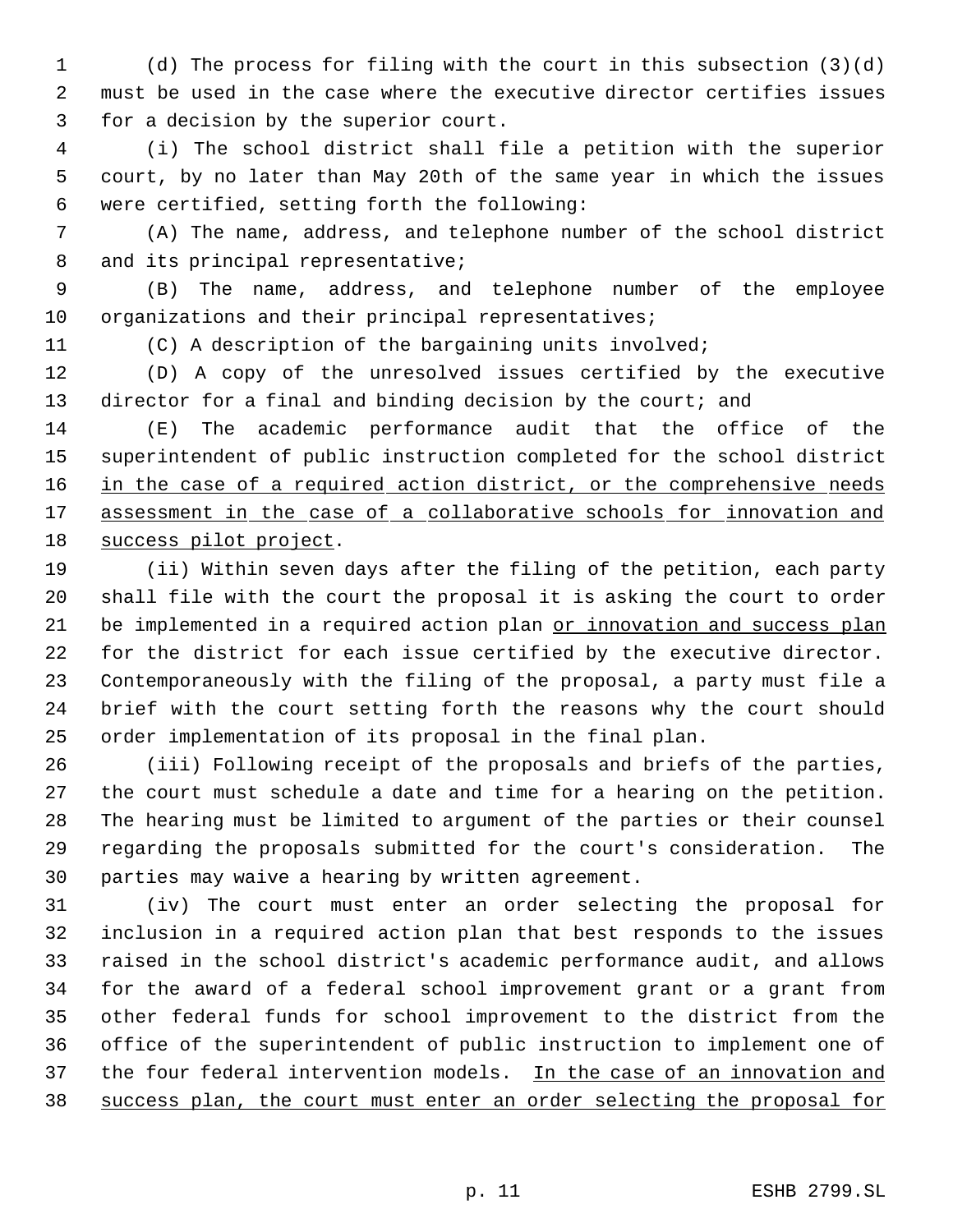(d) The process for filing with the court in this subsection (3)(d) must be used in the case where the executive director certifies issues for a decision by the superior court.

(i) The school district shall file a petition with the superior court, by no later than May 20th of the same year in which the issues were certified, setting forth the following:

(A) The name, address, and telephone number of the school district and its principal representative;

(B) The name, address, and telephone number of the employee organizations and their principal representatives;

(C) A description of the bargaining units involved;

(D) A copy of the unresolved issues certified by the executive director for a final and binding decision by the court; and

(E) The academic performance audit that the office of the superintendent of public instruction completed for the school district in the case of a required action district, or the comprehensive needs assessment in the case of a collaborative schools for innovation and success pilot project.

(ii) Within seven days after the filing of the petition, each party shall file with the court the proposal it is asking the court to order be implemented in a required action plan or innovation and success plan for the district for each issue certified by the executive director. Contemporaneously with the filing of the proposal, a party must file a brief with the court setting forth the reasons why the court should order implementation of its proposal in the final plan.

(iii) Following receipt of the proposals and briefs of the parties, the court must schedule a date and time for a hearing on the petition. The hearing must be limited to argument of the parties or their counsel regarding the proposals submitted for the court's consideration. The parties may waive a hearing by written agreement.

(iv) The court must enter an order selecting the proposal for inclusion in a required action plan that best responds to the issues raised in the school district's academic performance audit, and allows for the award of a federal school improvement grant or a grant from other federal funds for school improvement to the district from the office of the superintendent of public instruction to implement one of the four federal intervention models. In the case of an innovation and success plan, the court must enter an order selecting the proposal for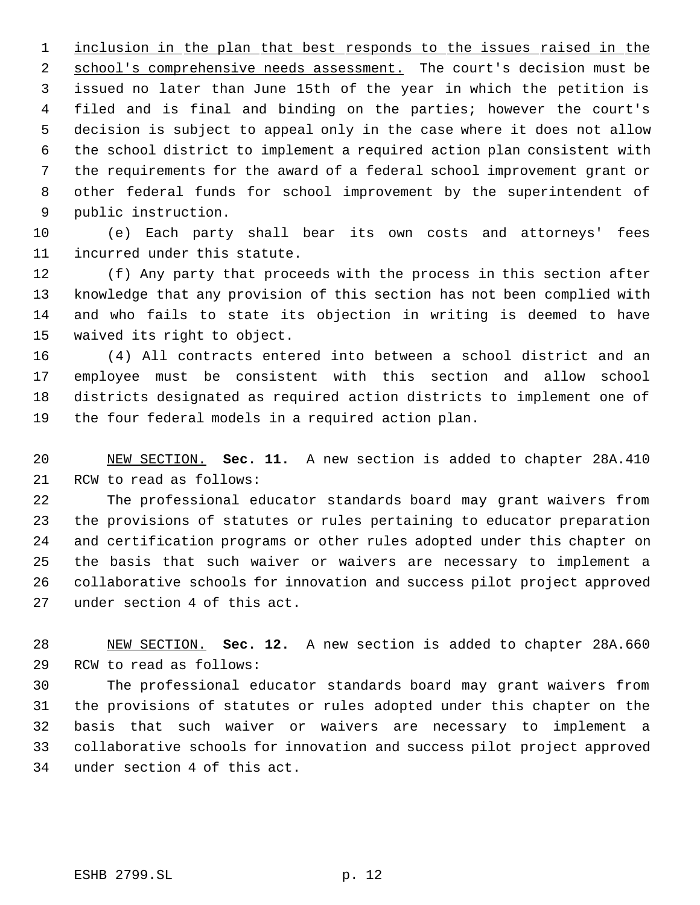inclusion in the plan that best responds to the issues raised in the school's comprehensive needs assessment. The court's decision must be issued no later than June 15th of the year in which the petition is filed and is final and binding on the parties; however the court's decision is subject to appeal only in the case where it does not allow the school district to implement a required action plan consistent with the requirements for the award of a federal school improvement grant or other federal funds for school improvement by the superintendent of public instruction.

(e) Each party shall bear its own costs and attorneys' fees incurred under this statute.

(f) Any party that proceeds with the process in this section after knowledge that any provision of this section has not been complied with and who fails to state its objection in writing is deemed to have waived its right to object.

(4) All contracts entered into between a school district and an employee must be consistent with this section and allow school districts designated as required action districts to implement one of the four federal models in a required action plan.

NEW SECTION. **Sec. 11.** A new section is added to chapter 28A.410 RCW to read as follows:

The professional educator standards board may grant waivers from the provisions of statutes or rules pertaining to educator preparation and certification programs or other rules adopted under this chapter on the basis that such waiver or waivers are necessary to implement a collaborative schools for innovation and success pilot project approved under section 4 of this act.

NEW SECTION. **Sec. 12.** A new section is added to chapter 28A.660 RCW to read as follows:

The professional educator standards board may grant waivers from the provisions of statutes or rules adopted under this chapter on the basis that such waiver or waivers are necessary to implement a collaborative schools for innovation and success pilot project approved under section 4 of this act.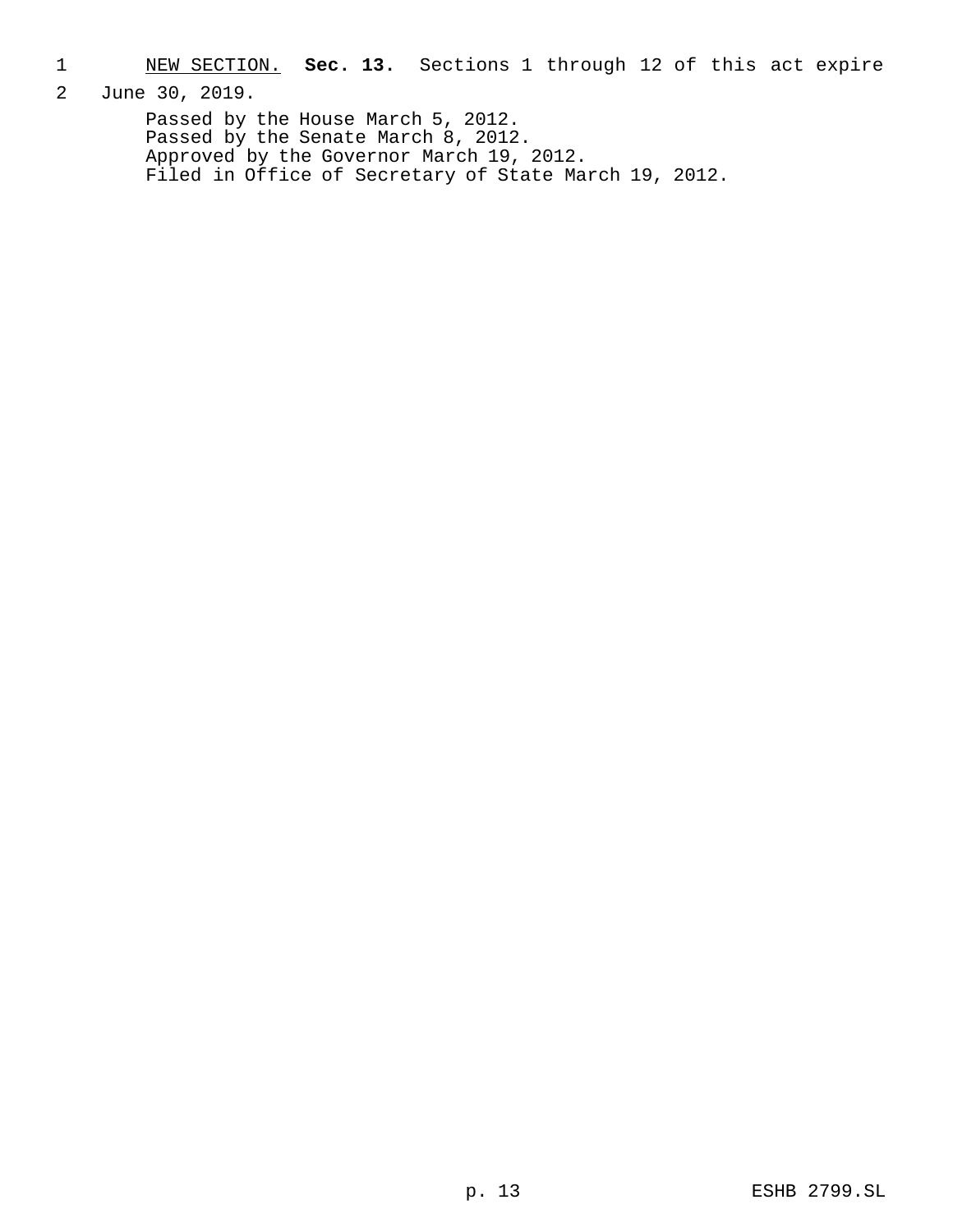NEW SECTION. **Sec. 13.** Sections 1 through 12 of this act expire June 30, 2019.

Passed by the House March 5, 2012.
Passed by the Senate March 8, 2012.
Approved by the Governor March 19, 2012.
Filed in Office of Secretary of State March 19, 2012.